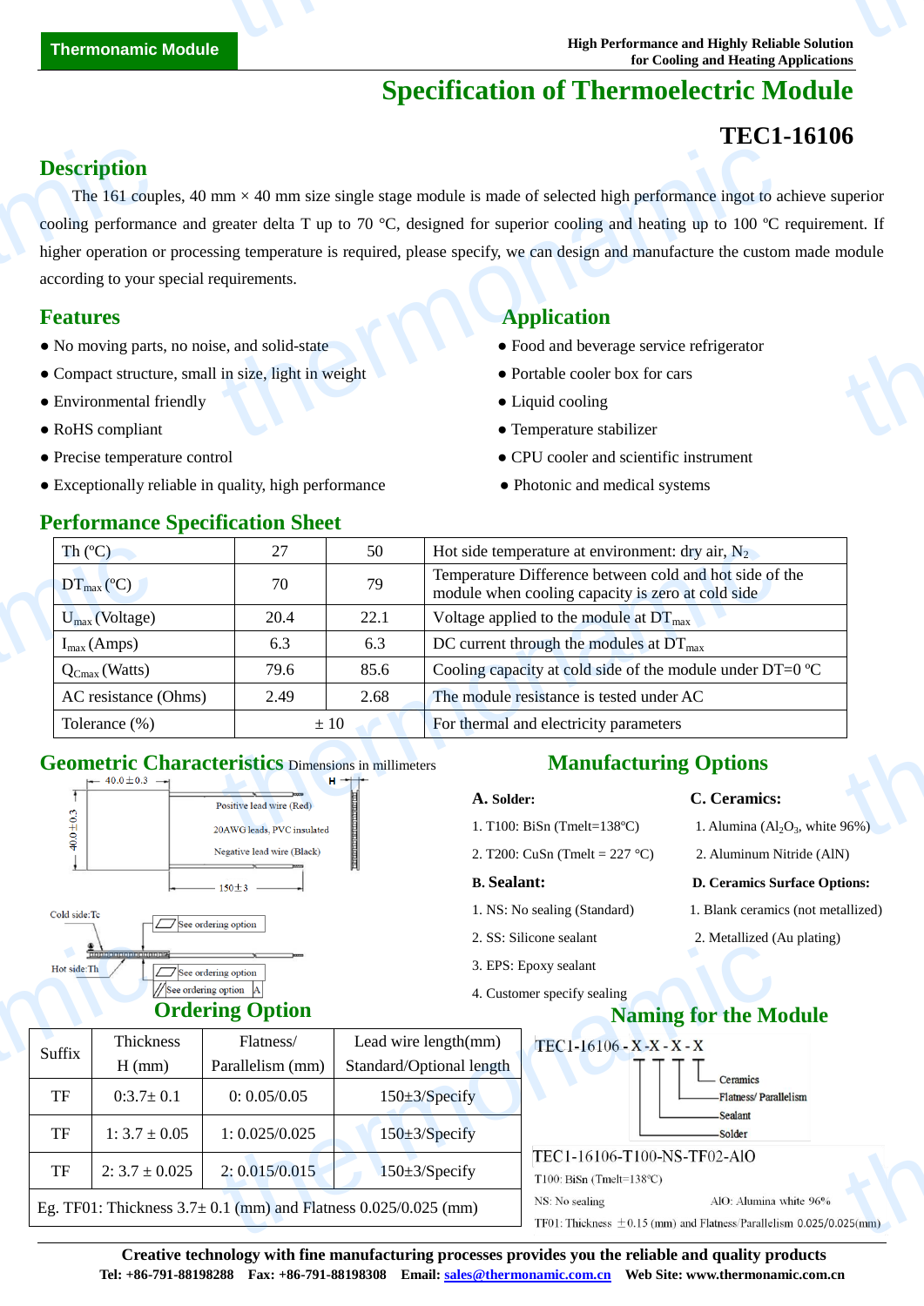Thermonamic Module

High Performance and Highly Reliable Solution for Cooling and Heating Applications

# Specification of Thermoelectric Module

## TEC1-16106

## Description

The 161 couples, 40 mm × 40 mm size single stage module is made of selected high performance ingot to achieve superior cooling performance and greater delta T up to 70 °C, designed for superior cooling and heating up to 100 ºC requirement. If higher operation or processing temperature is required, please specify, we can design and manufacture the custom made module according to your special requirements.

## Features

- No moving parts, no noise, and solid-state
- Compact structure, small in size, light in weight
- Environmental friendly
- RoHS compliant
- Precise temperature control
- Exceptionally reliable in quality, high performance

## Application

- Food and beverage service refrigerator
- Portable cooler box for cars
- Liquid cooling
- Temperature stabilizer
- CPU cooler and scientific instrument
- Photonic and medical systems

## Performance Specification Sheet

| Th (ºC) | 27 | 50 | Hot side temperature at environment: dry air, $N_2$ |
|---|---|---|---|
| $DT_{max}$ (ºC) | 70 | 79 | Temperature Difference between cold and hot side of the module when cooling capacity is zero at cold side |
| $U_{max}$ (Voltage) | 20.4 | 22.1 | Voltage applied to the module at $DT_{max}$ |
| $I_{max}$ (Amps) | 6.3 | 6.3 | DC current through the modules at $DT_{max}$ |
| $Q_{Cmax}$ (Watts) | 79.6 | 85.6 | Cooling capacity at cold side of the module under DT=0 ºC |
| AC resistance (Ohms) | 2.49 | 2.68 | The module resistance is tested under AC |
| Tolerance (%) | ± 10 | | For thermal and electricity parameters |

## Geometric Characteristics

Dimensions in millimeters

40.0±0.3

40.0±0.3

H

Positive lead wire (Red)

20AWG leads, PVC insulated

Negative lead wire (Black)

150±3

Cold side:Tc

Hot side:Th

See ordering option

See ordering option

See ordering option A

## Manufacturing Options

**A. Solder:**

1. T100: BiSn (Tmelt=138ºC)
2. T200: CuSn (Tmelt = 227 °C)

**B. Sealant:**

1. NS: No sealing (Standard)
2. SS: Silicone sealant
3. EPS: Epoxy sealant
4. Customer specify sealing

**C. Ceramics:**

1. Alumina ($Al_2O_3$, white 96%)
2. Aluminum Nitride (AlN)

**D. Ceramics Surface Options:**

1. Blank ceramics (not metallized)
2. Metallized (Au plating)

## Ordering Option

| Suffix | Thickness H (mm) | Flatness/ Parallelism (mm) | Lead wire length(mm) Standard/Optional length |
|---|---|---|---|
| TF | 0:3.7± 0.1 | 0: 0.05/0.05 | 150±3/Specify |
| TF | 1: 3.7 ± 0.05 | 1: 0.025/0.025 | 150±3/Specify |
| TF | 2: 3.7 ± 0.025 | 2: 0.015/0.015 | 150±3/Specify |
| Eg. TF01: Thickness 3.7± 0.1 (mm) and Flatness 0.025/0.025 (mm) | | | |

## Naming for the Module

TEC1-16106 - X - X - X - X

- Ceramics
- Flatness/ Parallelism
- Sealant
- Solder

TEC1-16106-T100-NS-TF02-AlO

T100: BiSn (Tmelt=138ºC)

NS: No sealing

AlO: Alumina white 96%

TF01: Thickness ±0.15 (mm) and Flatness/Parallelism 0.025/0.025(mm)

**Creative technology with fine manufacturing processes provides you the reliable and quality products**

**Tel: +86-791-88198288 Fax: +86-791-88198308 Email: sales@thermonamic.com.cn Web Site: www.thermonamic.com.cn**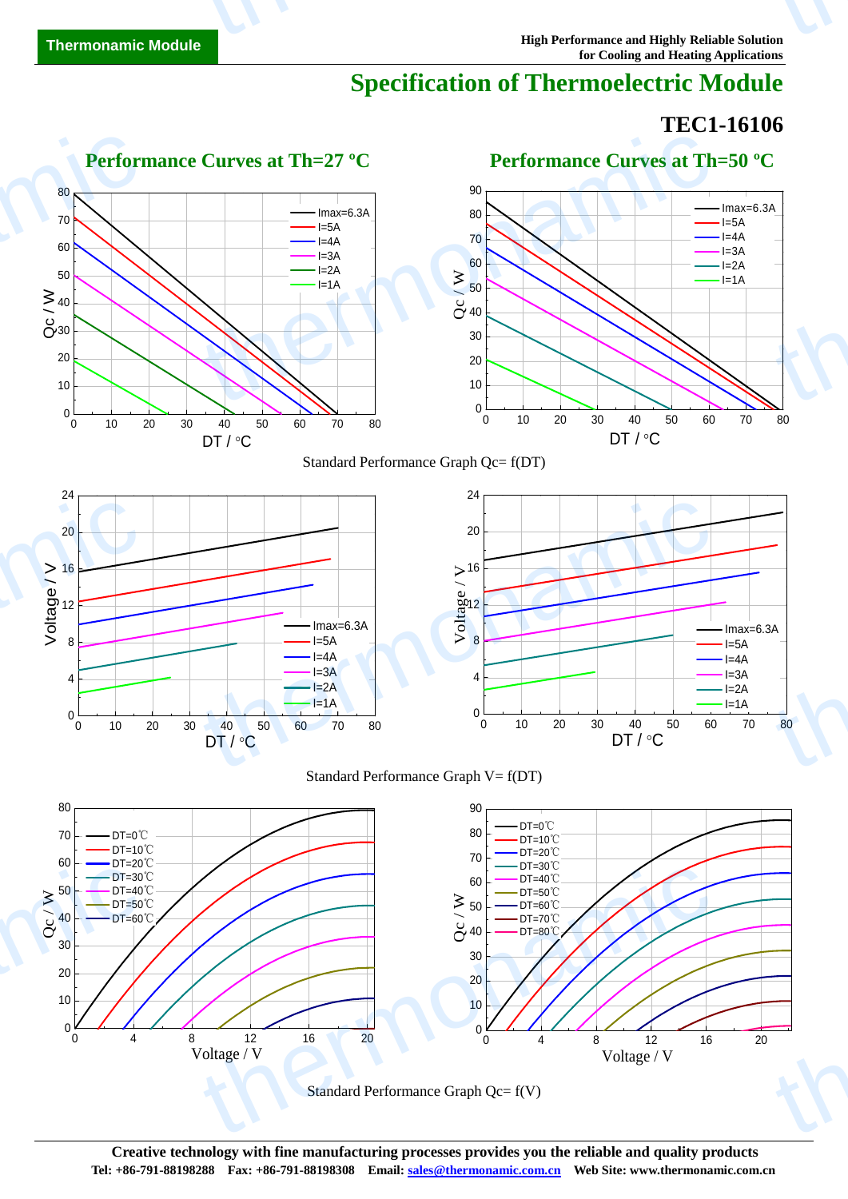# Specification of Thermoelectric Module

## TEC1-16106

### Performance Curves at Th=27 ºC

### Performance Curves at Th=50 ºC

Standard Performance Graph Qc= f(DT)

Standard Performance Graph V= f(DT)

Standard Performance Graph Qc= f(V)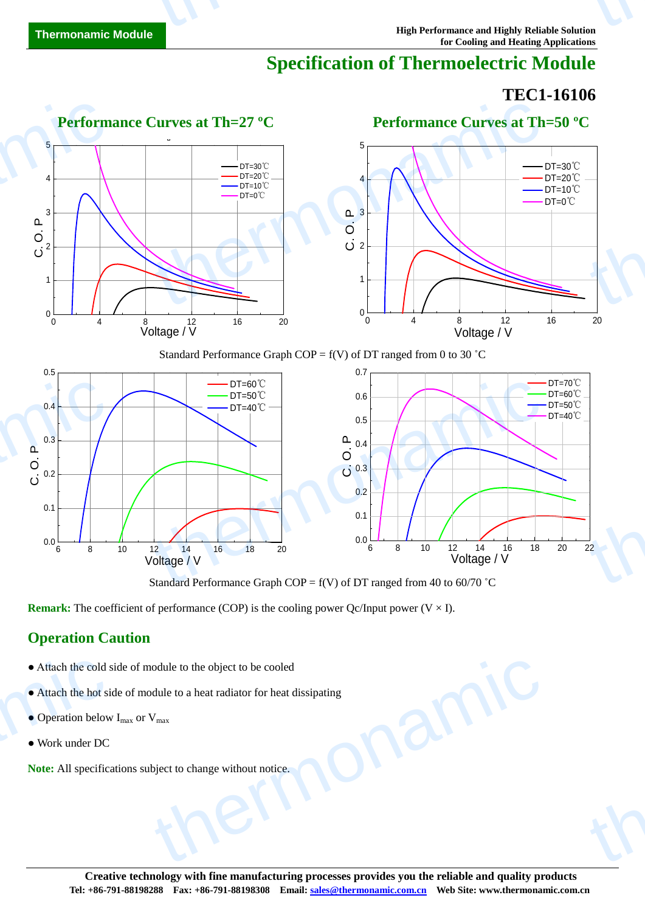# Specification of Thermoelectric Module

## TEC1-16106

### Performance Curves at Th=27 ºC

C. O. P

Voltage / V

DT=30℃
DT=20℃
DT=10℃
DT=0℃

0 4 8 12 16 20

0 1 2 3 4 5

### Performance Curves at Th=50 ºC

C. O. P

Voltage / V

DT=30℃
DT=20℃
DT=10℃
DT=0℃

0 4 8 12 16 20

0 1 2 3 4 5

Standard Performance Graph COP = f(V) of DT ranged from 0 to 30 ˚C

C. O. P

Voltage / V

DT=60℃
DT=50℃
DT=40℃

6 8 10 12 14 16 18 20

0.0 0.1 0.2 0.3 0.4 0.5

C. O. P

Voltage / V

DT=70℃
DT=60℃
DT=50℃
DT=40℃

6 8 10 12 14 16 18 20 22

0.0 0.1 0.2 0.3 0.4 0.5 0.6 0.7

Standard Performance Graph COP = f(V) of DT ranged from 40 to 60/70 ˚C

**Remark:** The coefficient of performance (COP) is the cooling power Qc/Input power (V × I).

## Operation Caution

- Attach the cold side of module to the object to be cooled
- Attach the hot side of module to a heat radiator for heat dissipating
- Operation below $I_{max}$ or $V_{max}$
- Work under DC

**Note:** All specifications subject to change without notice.